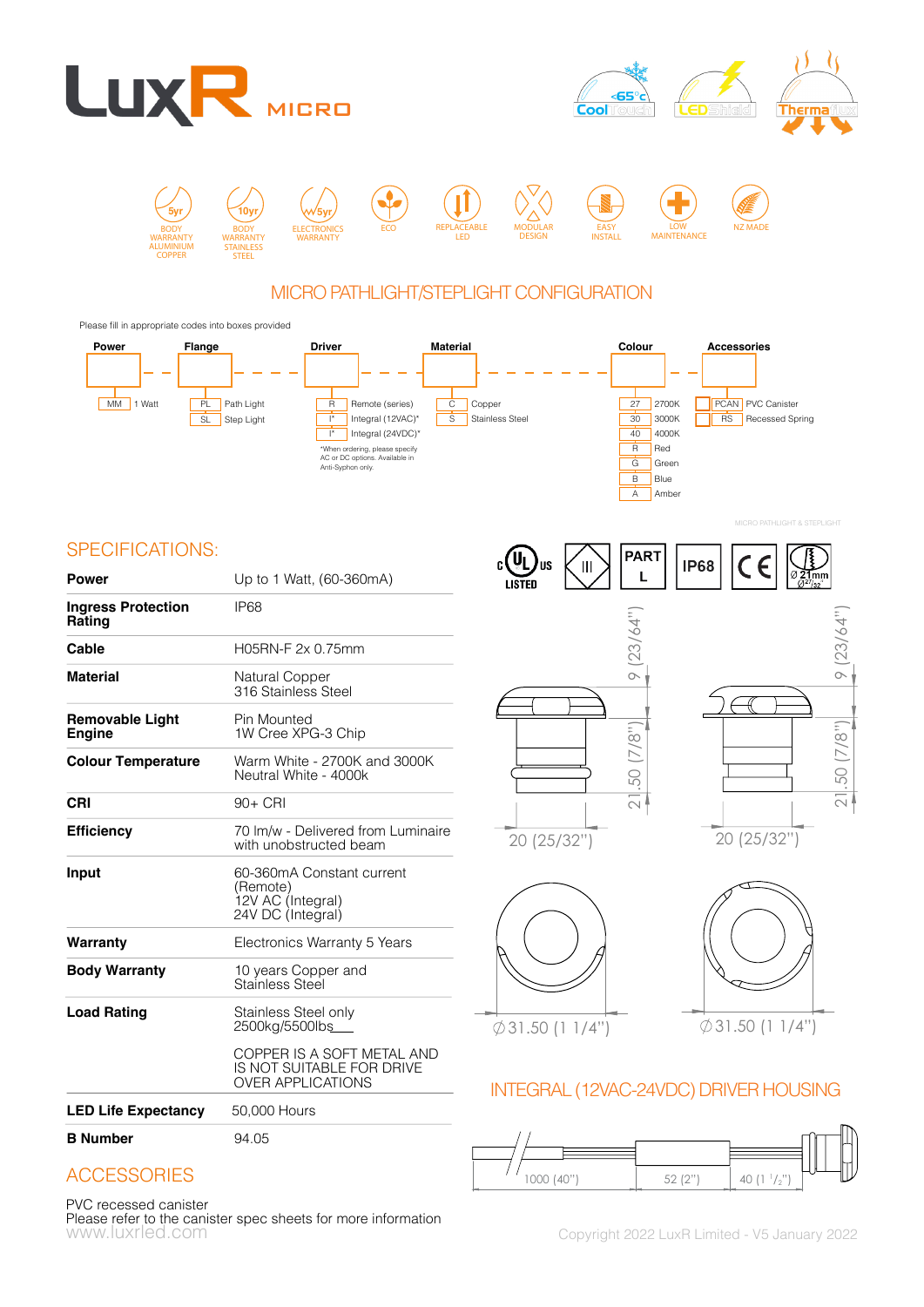# LuxR MICRO

CoolTouch · LEDShield · Thermaflux

5yr BODY WARRANTY ALUMINIUM COPPER · 10yr BODY WARRANTY STAINLESS STEEL · 5yr ELECTRONICS WARRANTY · ECO · REPLACEABLE LED · MODULAR DESIGN · EASY INSTALL · LOW MAINTENANCE · NZ MADE

## MICRO PATHLIGHT/STEPLIGHT CONFIGURATION

Please fill in appropriate codes into boxes provided

| Power | Flange | Driver | Material | Colour | Accessories |
|---|---|---|---|---|---|
| MM – 1 Watt | PL – Path Light | R – Remote (series) | C – Copper | 27 – 2700K | PCAN – PVC Canister |
| | SL – Step Light | I* – Integral (12VAC)* | S – Stainless Steel | 30 – 3000K | RS – Recessed Spring |
| | | I* – Integral (24VDC)* | | 40 – 4000K | |
| | | | | R – Red | |
| | | | | G – Green | |
| | | | | B – Blue | |
| | | | | A – Amber | |

*When ordering, please specify AC or DC options. Available in Anti-Syphon only.

MICRO PATHLIGHT & STEPLIGHT

## SPECIFICATIONS:

| | |
|---|---|
| **Power** | Up to 1 Watt, (60-360mA) |
| **Ingress Protection Rating** | IP68 |
| **Cable** | H05RN-F 2x 0.75mm |
| **Material** | Natural Copper<br>316 Stainless Steel |
| **Removable Light Engine** | Pin Mounted<br>1W Cree XPG-3 Chip |
| **Colour Temperature** | Warm White - 2700K and 3000K<br>Neutral White - 4000k |
| **CRI** | 90+ CRI |
| **Efficiency** | 70 lm/w - Delivered from Luminaire with unobstructed beam |
| **Input** | 60-360mA Constant current (Remote)<br>12V AC (Integral)<br>24V DC (Integral) |
| **Warranty** | Electronics Warranty 5 Years |
| **Body Warranty** | 10 years Copper and Stainless Steel |
| **Load Rating** | Stainless Steel only 2500kg/5500lbs<br>COPPER IS A SOFT METAL AND IS NOT SUITABLE FOR DRIVE OVER APPLICATIONS |
| **LED Life Expectancy** | 50,000 Hours |
| **B Number** | 94.05 |

c UL us LISTED · III · PART L · IP68 · CE · Ø 21mm Ø27/32"

9 (23/64") · 21.50 (7/8") · 20 (25/32") · Ø31.50 (1 1/4")

## INTEGRAL (12VAC-24VDC) DRIVER HOUSING

1000 (40") · 52 (2") · 40 (1 1/2")

## ACCESSORIES

PVC recessed canister
Please refer to the canister spec sheets for more information

www.luxrled.com

Copyright 2022 LuxR Limited - V5 January 2022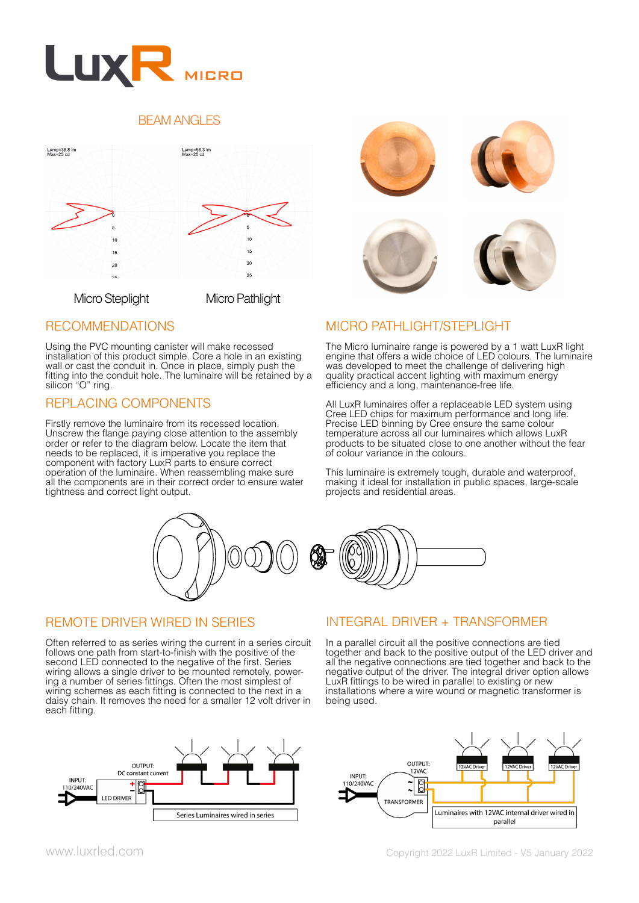# LuxR MICRO

## BEAM ANGLES

Lamp=38.8 lm
Max=25 cd

0
5
10
15
20
25

Lamp=56.3 lm
Max=26 cd

0
5
10
15
20
25

Micro Steplight

Micro Pathlight

## RECOMMENDATIONS

Using the PVC mounting canister will make recessed installation of this product simple. Core a hole in an existing wall or cast the conduit in. Once in place, simply push the fitting into the conduit hole. The luminaire will be retained by a silicon "O" ring.

## REPLACING COMPONENTS

Firstly remove the luminaire from its recessed location. Unscrew the flange paying close attention to the assembly order or refer to the diagram below. Locate the item that needs to be replaced, it is imperative you replace the component with factory LuxR parts to ensure correct operation of the luminaire. When reassembling make sure all the components are in their correct order to ensure water tightness and correct light output.

## MICRO PATHLIGHT/STEPLIGHT

The Micro luminaire range is powered by a 1 watt LuxR light engine that offers a wide choice of LED colours. The luminaire was developed to meet the challenge of delivering high quality practical accent lighting with maximum energy efficiency and a long, maintenance-free life.

All LuxR luminaires offer a replaceable LED system using Cree LED chips for maximum performance and long life. Precise LED binning by Cree ensure the same colour temperature across all our luminaires which allows LuxR products to be situated close to one another without the fear of colour variance in the colours.

This luminaire is extremely tough, durable and waterproof, making it ideal for installation in public spaces, large-scale projects and residential areas.

## REMOTE DRIVER WIRED IN SERIES

Often referred to as series wiring the current in a series circuit follows one path from start-to-finish with the positive of the second LED connected to the negative of the first. Series wiring allows a single driver to be mounted remotely, powering a number of series fittings. Often the most simplest of wiring schemes as each fitting is connected to the next in a daisy chain. It removes the need for a smaller 12 volt driver in each fitting.

INPUT:
110/240VAC

OUTPUT:
DC constant current

LED DRIVER

Series Luminaires wired in series

## INTEGRAL DRIVER + TRANSFORMER

In a parallel circuit all the positive connections are tied together and back to the positive output of the LED driver and all the negative connections are tied together and back to the negative output of the driver. The integral driver option allows LuxR fittings to be wired in parallel to existing or new installations where a wire wound or magnetic transformer is being used.

INPUT:
110/240VAC

OUTPUT:
12VAC

TRANSFORMER

12VAC Driver

12VAC Driver

12VAC Driver

Luminaires with 12VAC internal driver wired in parallel

www.luxrled.com

Copyright 2022 LuxR Limited - V5 January 2022